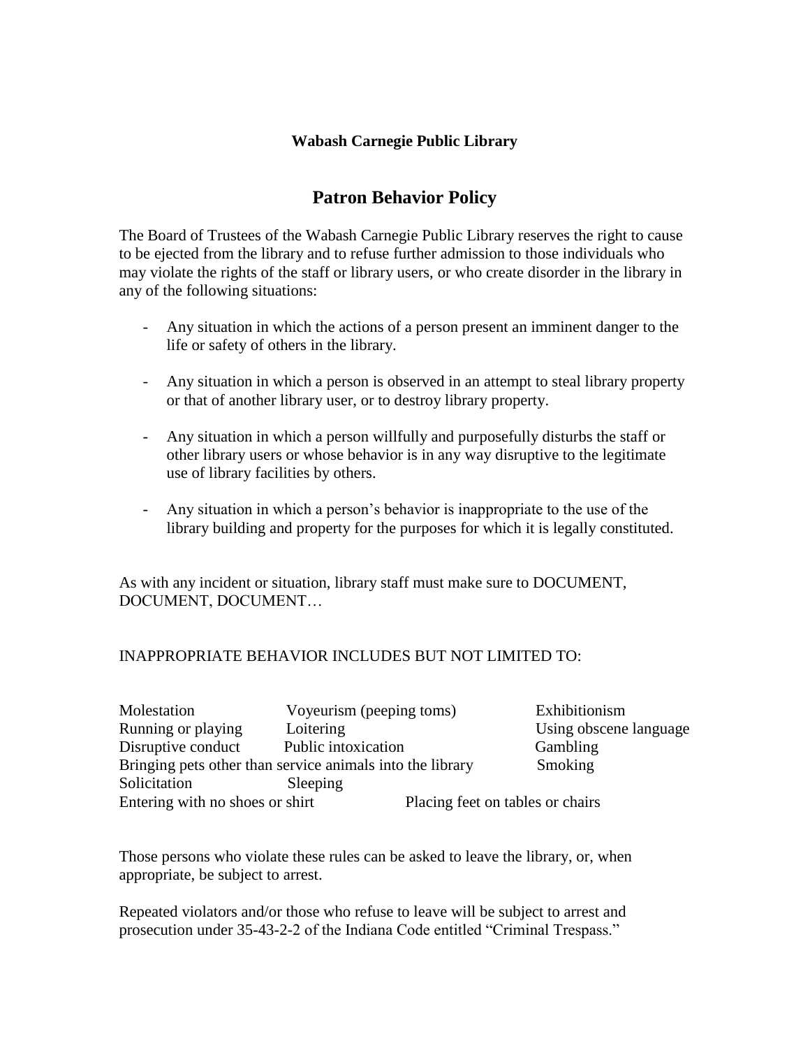**Wabash Carnegie Public Library**

# Patron Behavior Policy

The Board of Trustees of the Wabash Carnegie Public Library reserves the right to cause to be ejected from the library and to refuse further admission to those individuals who may violate the rights of the staff or library users, or who create disorder in the library in any of the following situations:

- Any situation in which the actions of a person present an imminent danger to the life or safety of others in the library.
- Any situation in which a person is observed in an attempt to steal library property or that of another library user, or to destroy library property.
- Any situation in which a person willfully and purposefully disturbs the staff or other library users or whose behavior is in any way disruptive to the legitimate use of library facilities by others.
- Any situation in which a person's behavior is inappropriate to the use of the library building and property for the purposes for which it is legally constituted.

As with any incident or situation, library staff must make sure to DOCUMENT, DOCUMENT, DOCUMENT…

INAPPROPRIATE BEHAVIOR INCLUDES BUT NOT LIMITED TO:

Molestation
Voyeurism (peeping toms)
Exhibitionism
Running or playing
Loitering
Using obscene language
Disruptive conduct
Public intoxication
Gambling
Bringing pets other than service animals into the library
Smoking
Solicitation
Sleeping
Entering with no shoes or shirt
Placing feet on tables or chairs

Those persons who violate these rules can be asked to leave the library, or, when appropriate, be subject to arrest.

Repeated violators and/or those who refuse to leave will be subject to arrest and prosecution under 35-43-2-2 of the Indiana Code entitled "Criminal Trespass."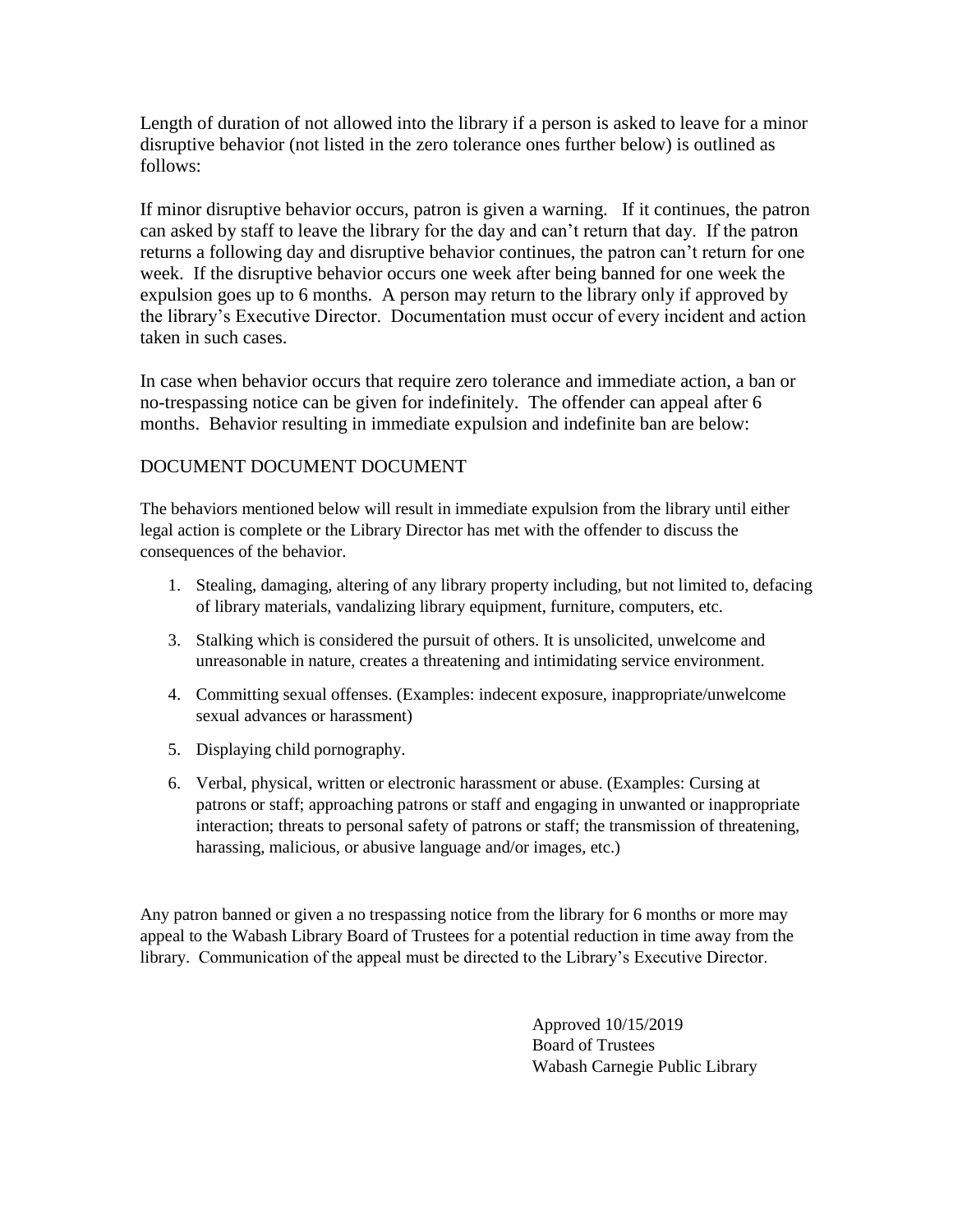Length of duration of not allowed into the library if a person is asked to leave for a minor disruptive behavior (not listed in the zero tolerance ones further below) is outlined as follows:

If minor disruptive behavior occurs, patron is given a warning. If it continues, the patron can asked by staff to leave the library for the day and can't return that day. If the patron returns a following day and disruptive behavior continues, the patron can't return for one week. If the disruptive behavior occurs one week after being banned for one week the expulsion goes up to 6 months. A person may return to the library only if approved by the library's Executive Director. Documentation must occur of every incident and action taken in such cases.

In case when behavior occurs that require zero tolerance and immediate action, a ban or no-trespassing notice can be given for indefinitely. The offender can appeal after 6 months. Behavior resulting in immediate expulsion and indefinite ban are below:

DOCUMENT DOCUMENT DOCUMENT

The behaviors mentioned below will result in immediate expulsion from the library until either legal action is complete or the Library Director has met with the offender to discuss the consequences of the behavior.

1. Stealing, damaging, altering of any library property including, but not limited to, defacing of library materials, vandalizing library equipment, furniture, computers, etc.

3. Stalking which is considered the pursuit of others. It is unsolicited, unwelcome and unreasonable in nature, creates a threatening and intimidating service environment.

4. Committing sexual offenses. (Examples: indecent exposure, inappropriate/unwelcome sexual advances or harassment)

5. Displaying child pornography.

6. Verbal, physical, written or electronic harassment or abuse. (Examples: Cursing at patrons or staff; approaching patrons or staff and engaging in unwanted or inappropriate interaction; threats to personal safety of patrons or staff; the transmission of threatening, harassing, malicious, or abusive language and/or images, etc.)

Any patron banned or given a no trespassing notice from the library for 6 months or more may appeal to the Wabash Library Board of Trustees for a potential reduction in time away from the library. Communication of the appeal must be directed to the Library's Executive Director.

Approved 10/15/2019
Board of Trustees
Wabash Carnegie Public Library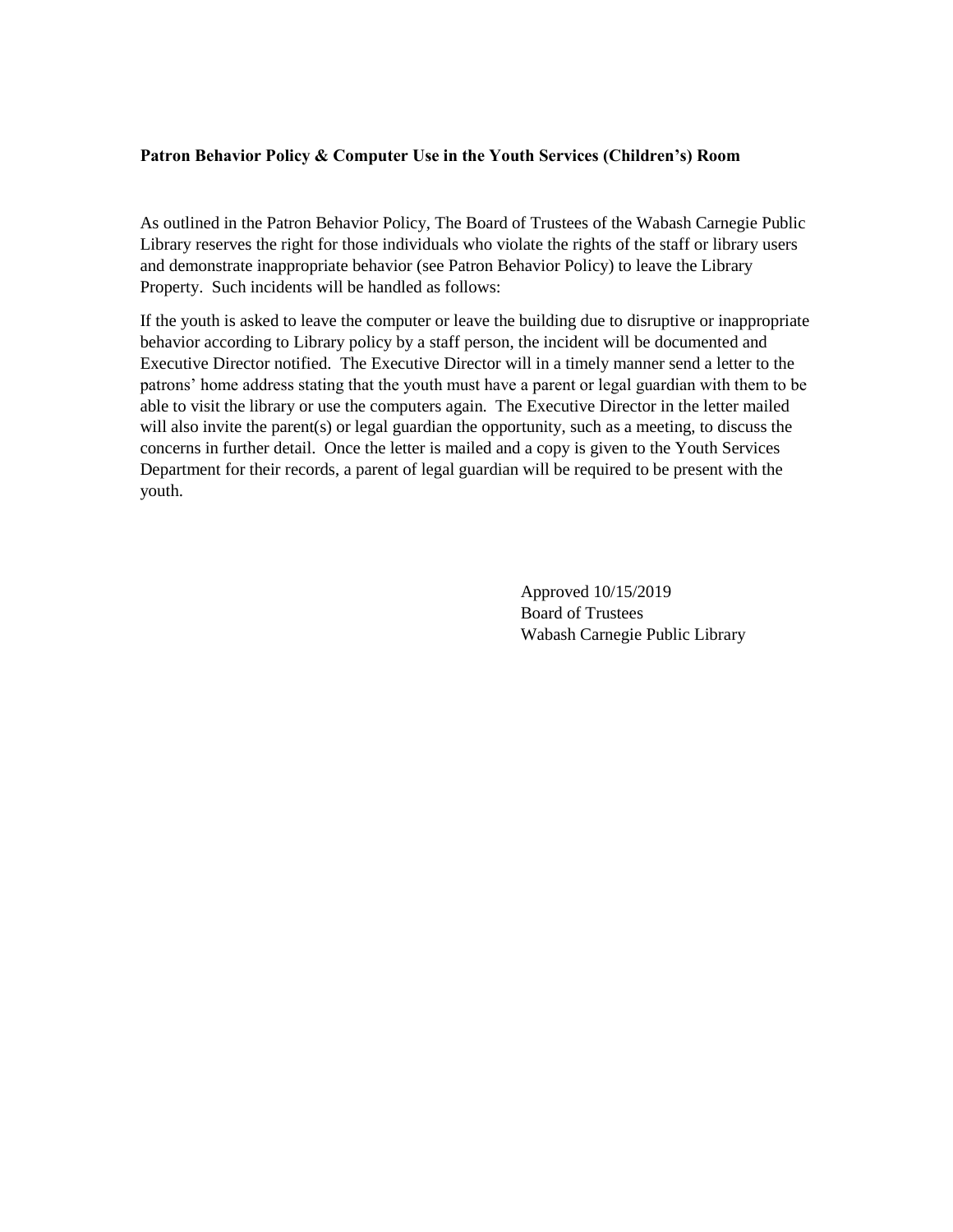**Patron Behavior Policy & Computer Use in the Youth Services (Children's) Room**

As outlined in the Patron Behavior Policy, The Board of Trustees of the Wabash Carnegie Public Library reserves the right for those individuals who violate the rights of the staff or library users and demonstrate inappropriate behavior (see Patron Behavior Policy) to leave the Library Property. Such incidents will be handled as follows:

If the youth is asked to leave the computer or leave the building due to disruptive or inappropriate behavior according to Library policy by a staff person, the incident will be documented and Executive Director notified. The Executive Director will in a timely manner send a letter to the patrons' home address stating that the youth must have a parent or legal guardian with them to be able to visit the library or use the computers again. The Executive Director in the letter mailed will also invite the parent(s) or legal guardian the opportunity, such as a meeting, to discuss the concerns in further detail. Once the letter is mailed and a copy is given to the Youth Services Department for their records, a parent of legal guardian will be required to be present with the youth.

Approved 10/15/2019
Board of Trustees
Wabash Carnegie Public Library